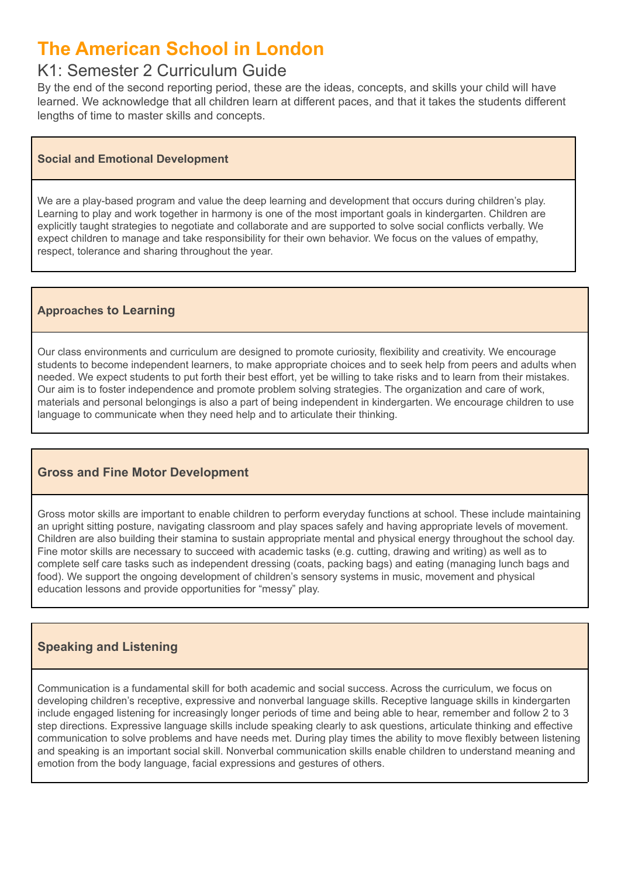# The American School in London

## K1: Semester 2 Curriculum Guide

By the end of the second reporting period, these are the ideas, concepts, and skills your child will have learned. We acknowledge that all children learn at different paces, and that it takes the students different lengths of time to master skills and concepts.

### Social and Emotional Development

We are a play-based program and value the deep learning and development that occurs during children's play. Learning to play and work together in harmony is one of the most important goals in kindergarten. Children are explicitly taught strategies to negotiate and collaborate and are supported to solve social conflicts verbally. We expect children to manage and take responsibility for their own behavior. We focus on the values of empathy, respect, tolerance and sharing throughout the year.

### Approaches to Learning

Our class environments and curriculum are designed to promote curiosity, flexibility and creativity. We encourage students to become independent learners, to make appropriate choices and to seek help from peers and adults when needed. We expect students to put forth their best effort, yet be willing to take risks and to learn from their mistakes. Our aim is to foster independence and promote problem solving strategies. The organization and care of work, materials and personal belongings is also a part of being independent in kindergarten. We encourage children to use language to communicate when they need help and to articulate their thinking.

### Gross and Fine Motor Development

Gross motor skills are important to enable children to perform everyday functions at school. These include maintaining an upright sitting posture, navigating classroom and play spaces safely and having appropriate levels of movement. Children are also building their stamina to sustain appropriate mental and physical energy throughout the school day. Fine motor skills are necessary to succeed with academic tasks (e.g. cutting, drawing and writing) as well as to complete self care tasks such as independent dressing (coats, packing bags) and eating (managing lunch bags and food). We support the ongoing development of children's sensory systems in music, movement and physical education lessons and provide opportunities for "messy" play.

### Speaking and Listening

Communication is a fundamental skill for both academic and social success. Across the curriculum, we focus on developing children's receptive, expressive and nonverbal language skills. Receptive language skills in kindergarten include engaged listening for increasingly longer periods of time and being able to hear, remember and follow 2 to 3 step directions. Expressive language skills include speaking clearly to ask questions, articulate thinking and effective communication to solve problems and have needs met. During play times the ability to move flexibly between listening and speaking is an important social skill. Nonverbal communication skills enable children to understand meaning and emotion from the body language, facial expressions and gestures of others.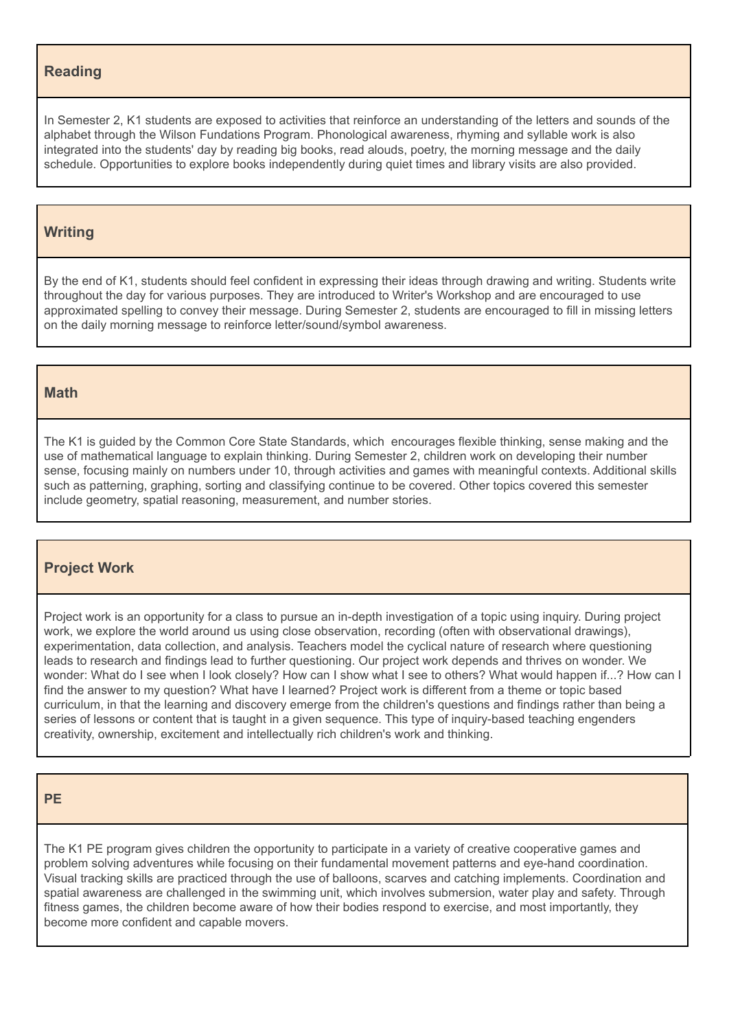## Reading

In Semester 2, K1 students are exposed to activities that reinforce an understanding of the letters and sounds of the alphabet through the Wilson Fundations Program. Phonological awareness, rhyming and syllable work is also integrated into the students' day by reading big books, read alouds, poetry, the morning message and the daily schedule. Opportunities to explore books independently during quiet times and library visits are also provided.

## Writing

By the end of K1, students should feel confident in expressing their ideas through drawing and writing. Students write throughout the day for various purposes. They are introduced to Writer's Workshop and are encouraged to use approximated spelling to convey their message. During Semester 2, students are encouraged to fill in missing letters on the daily morning message to reinforce letter/sound/symbol awareness.

## Math

The K1 is guided by the Common Core State Standards, which  encourages flexible thinking, sense making and the use of mathematical language to explain thinking. During Semester 2, children work on developing their number sense, focusing mainly on numbers under 10, through activities and games with meaningful contexts. Additional skills such as patterning, graphing, sorting and classifying continue to be covered. Other topics covered this semester include geometry, spatial reasoning, measurement, and number stories.

## Project Work

Project work is an opportunity for a class to pursue an in-depth investigation of a topic using inquiry. During project work, we explore the world around us using close observation, recording (often with observational drawings), experimentation, data collection, and analysis. Teachers model the cyclical nature of research where questioning leads to research and findings lead to further questioning. Our project work depends and thrives on wonder. We wonder: What do I see when I look closely? How can I show what I see to others? What would happen if...? How can I find the answer to my question? What have I learned? Project work is different from a theme or topic based curriculum, in that the learning and discovery emerge from the children's questions and findings rather than being a series of lessons or content that is taught in a given sequence. This type of inquiry-based teaching engenders creativity, ownership, excitement and intellectually rich children's work and thinking.

## PE

The K1 PE program gives children the opportunity to participate in a variety of creative cooperative games and problem solving adventures while focusing on their fundamental movement patterns and eye-hand coordination. Visual tracking skills are practiced through the use of balloons, scarves and catching implements. Coordination and spatial awareness are challenged in the swimming unit, which involves submersion, water play and safety. Through fitness games, the children become aware of how their bodies respond to exercise, and most importantly, they become more confident and capable movers.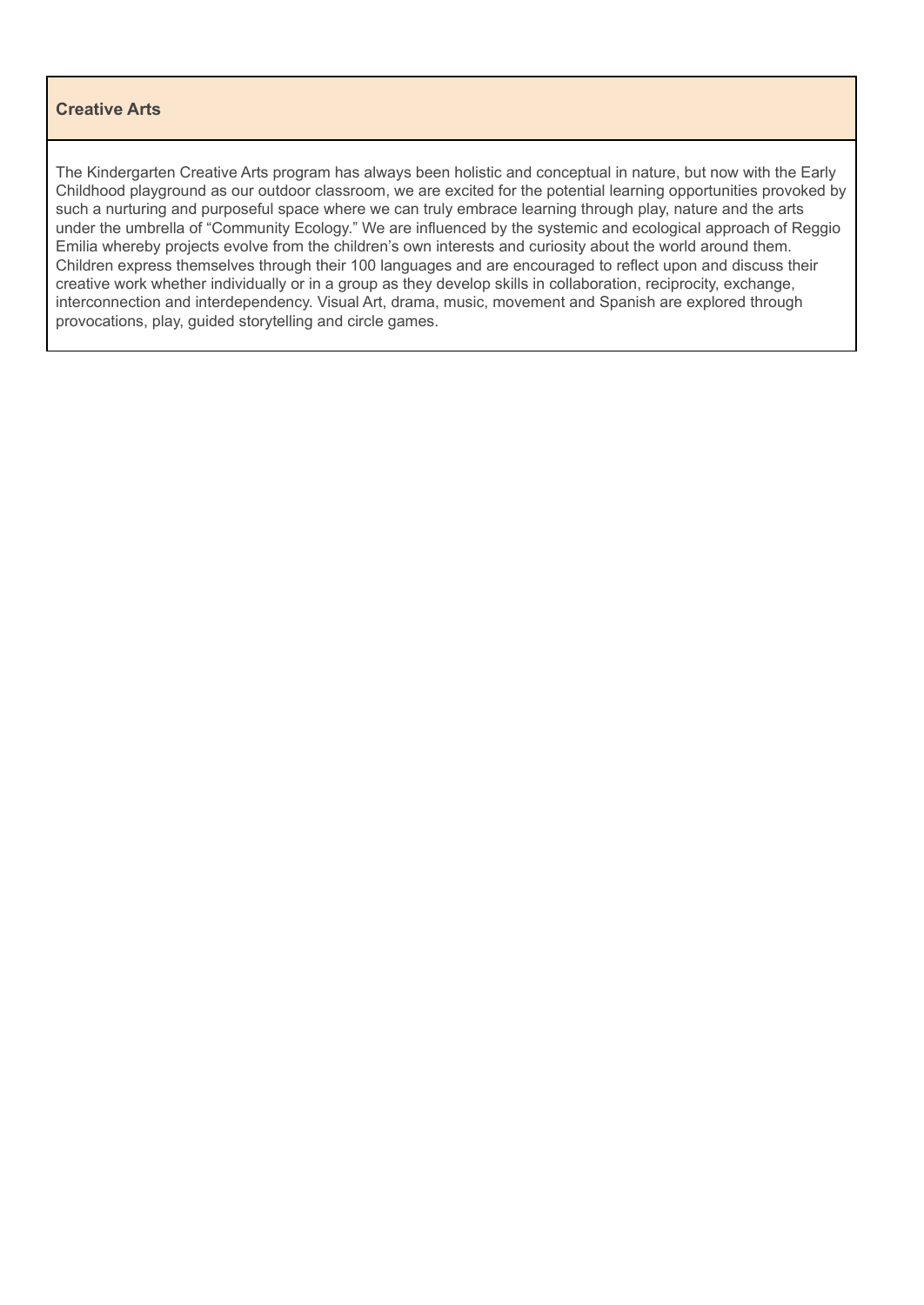**Creative Arts**

The Kindergarten Creative Arts program has always been holistic and conceptual in nature, but now with the Early Childhood playground as our outdoor classroom, we are excited for the potential learning opportunities provoked by such a nurturing and purposeful space where we can truly embrace learning through play, nature and the arts under the umbrella of "Community Ecology." We are influenced by the systemic and ecological approach of Reggio Emilia whereby projects evolve from the children's own interests and curiosity about the world around them. Children express themselves through their 100 languages and are encouraged to reflect upon and discuss their creative work whether individually or in a group as they develop skills in collaboration, reciprocity, exchange, interconnection and interdependency. Visual Art, drama, music, movement and Spanish are explored through provocations, play, guided storytelling and circle games.